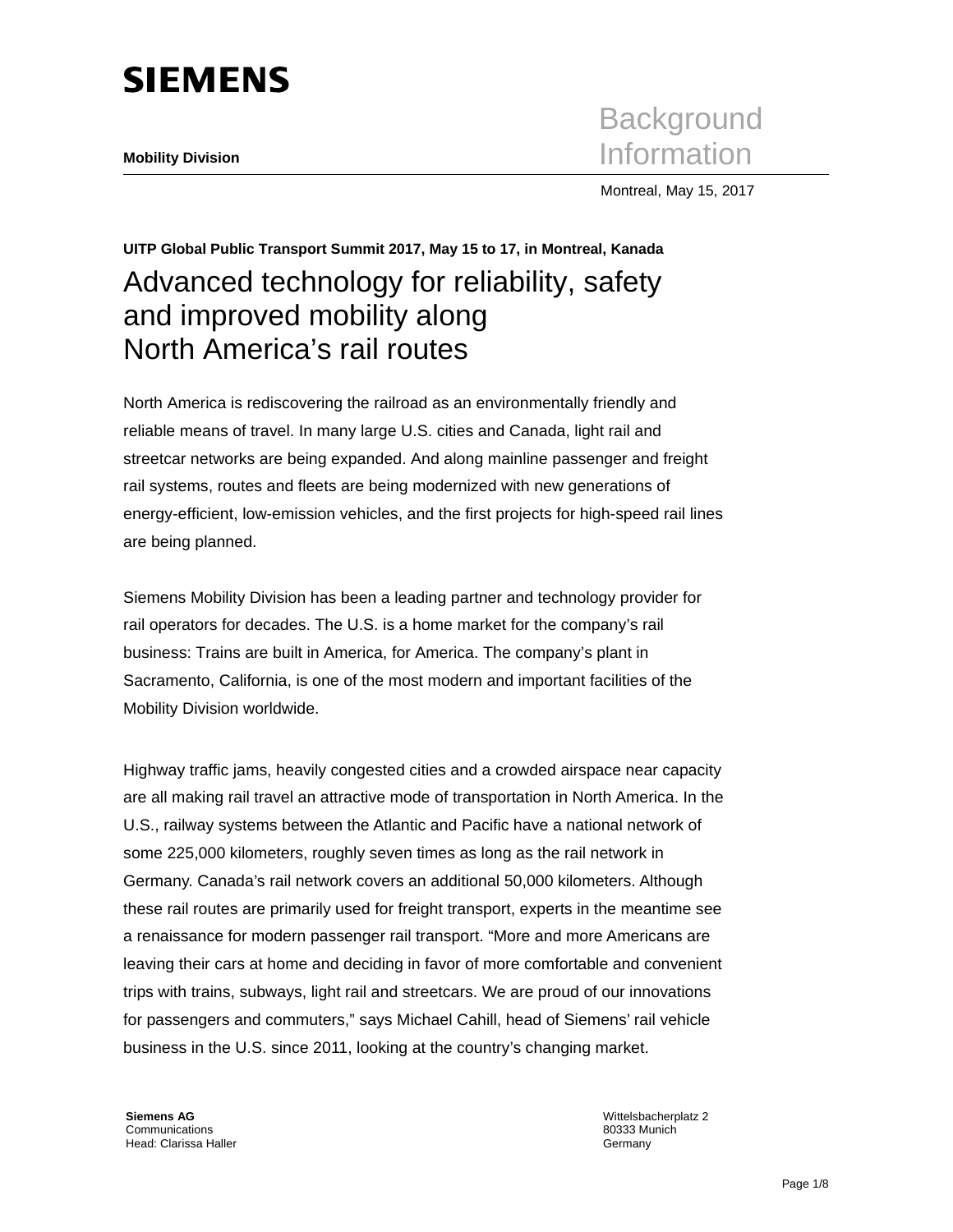**SIEMENS**

**Mobility Division**

Background Information

Montreal, May 15, 2017

**UITP Global Public Transport Summit 2017, May 15 to 17, in Montreal, Kanada**

# Advanced technology for reliability, safety and improved mobility along North America's rail routes

North America is rediscovering the railroad as an environmentally friendly and reliable means of travel. In many large U.S. cities and Canada, light rail and streetcar networks are being expanded. And along mainline passenger and freight rail systems, routes and fleets are being modernized with new generations of energy-efficient, low-emission vehicles, and the first projects for high-speed rail lines are being planned.

Siemens Mobility Division has been a leading partner and technology provider for rail operators for decades. The U.S. is a home market for the company's rail business: Trains are built in America, for America. The company's plant in Sacramento, California, is one of the most modern and important facilities of the Mobility Division worldwide.

Highway traffic jams, heavily congested cities and a crowded airspace near capacity are all making rail travel an attractive mode of transportation in North America. In the U.S., railway systems between the Atlantic and Pacific have a national network of some 225,000 kilometers, roughly seven times as long as the rail network in Germany. Canada's rail network covers an additional 50,000 kilometers. Although these rail routes are primarily used for freight transport, experts in the meantime see a renaissance for modern passenger rail transport. "More and more Americans are leaving their cars at home and deciding in favor of more comfortable and convenient trips with trains, subways, light rail and streetcars. We are proud of our innovations for passengers and commuters," says Michael Cahill, head of Siemens' rail vehicle business in the U.S. since 2011, looking at the country's changing market.

**Siemens AG**
Communications
Head: Clarissa Haller

Wittelsbacherplatz 2
80333 Munich
Germany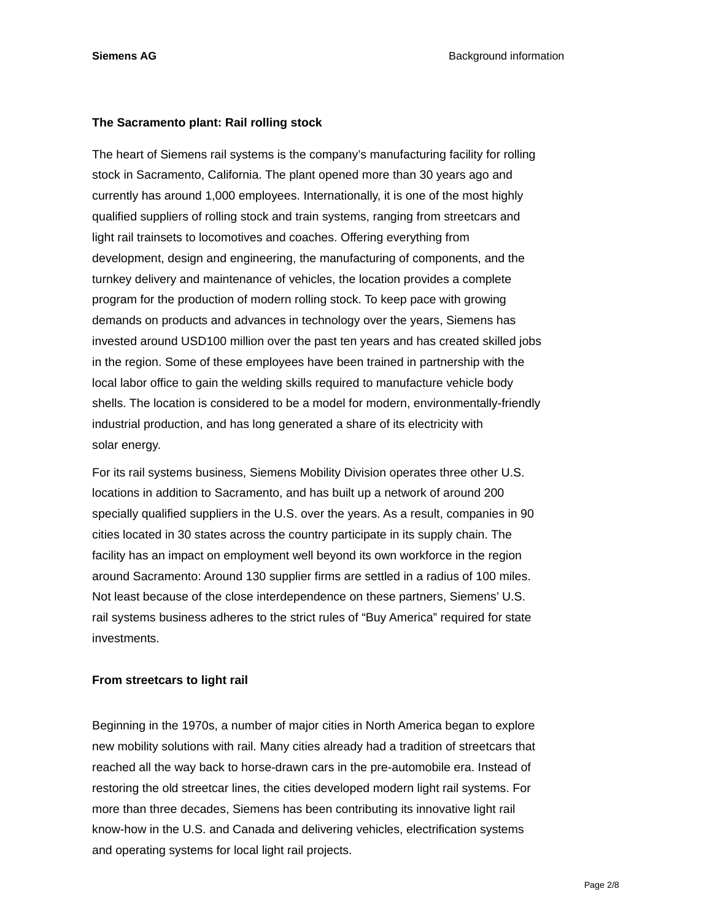## The Sacramento plant: Rail rolling stock

The heart of Siemens rail systems is the company's manufacturing facility for rolling stock in Sacramento, California. The plant opened more than 30 years ago and currently has around 1,000 employees. Internationally, it is one of the most highly qualified suppliers of rolling stock and train systems, ranging from streetcars and light rail trainsets to locomotives and coaches. Offering everything from development, design and engineering, the manufacturing of components, and the turnkey delivery and maintenance of vehicles, the location provides a complete program for the production of modern rolling stock. To keep pace with growing demands on products and advances in technology over the years, Siemens has invested around USD100 million over the past ten years and has created skilled jobs in the region. Some of these employees have been trained in partnership with the local labor office to gain the welding skills required to manufacture vehicle body shells. The location is considered to be a model for modern, environmentally-friendly industrial production, and has long generated a share of its electricity with solar energy.

For its rail systems business, Siemens Mobility Division operates three other U.S. locations in addition to Sacramento, and has built up a network of around 200 specially qualified suppliers in the U.S. over the years. As a result, companies in 90 cities located in 30 states across the country participate in its supply chain. The facility has an impact on employment well beyond its own workforce in the region around Sacramento: Around 130 supplier firms are settled in a radius of 100 miles. Not least because of the close interdependence on these partners, Siemens' U.S. rail systems business adheres to the strict rules of "Buy America" required for state investments.

## From streetcars to light rail

Beginning in the 1970s, a number of major cities in North America began to explore new mobility solutions with rail. Many cities already had a tradition of streetcars that reached all the way back to horse-drawn cars in the pre-automobile era. Instead of restoring the old streetcar lines, the cities developed modern light rail systems. For more than three decades, Siemens has been contributing its innovative light rail know-how in the U.S. and Canada and delivering vehicles, electrification systems and operating systems for local light rail projects.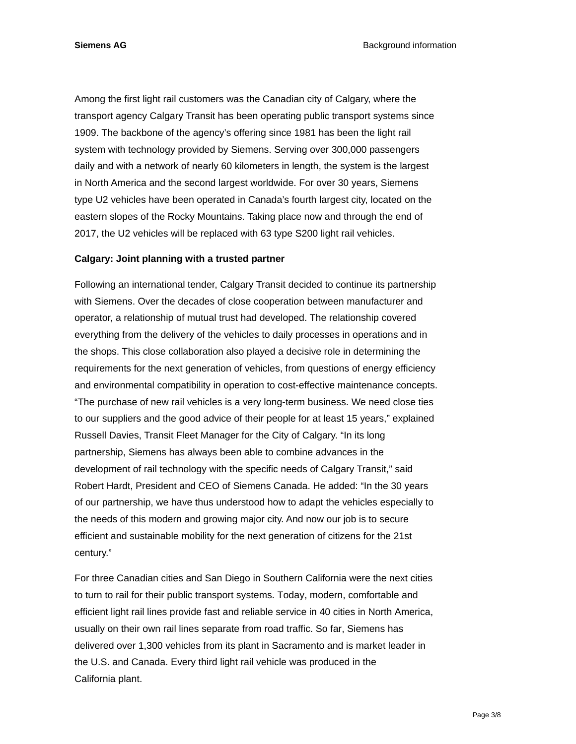Among the first light rail customers was the Canadian city of Calgary, where the transport agency Calgary Transit has been operating public transport systems since 1909. The backbone of the agency's offering since 1981 has been the light rail system with technology provided by Siemens. Serving over 300,000 passengers daily and with a network of nearly 60 kilometers in length, the system is the largest in North America and the second largest worldwide. For over 30 years, Siemens type U2 vehicles have been operated in Canada's fourth largest city, located on the eastern slopes of the Rocky Mountains. Taking place now and through the end of 2017, the U2 vehicles will be replaced with 63 type S200 light rail vehicles.

**Calgary: Joint planning with a trusted partner**

Following an international tender, Calgary Transit decided to continue its partnership with Siemens. Over the decades of close cooperation between manufacturer and operator, a relationship of mutual trust had developed. The relationship covered everything from the delivery of the vehicles to daily processes in operations and in the shops. This close collaboration also played a decisive role in determining the requirements for the next generation of vehicles, from questions of energy efficiency and environmental compatibility in operation to cost-effective maintenance concepts. "The purchase of new rail vehicles is a very long-term business. We need close ties to our suppliers and the good advice of their people for at least 15 years," explained Russell Davies, Transit Fleet Manager for the City of Calgary. "In its long partnership, Siemens has always been able to combine advances in the development of rail technology with the specific needs of Calgary Transit," said Robert Hardt, President and CEO of Siemens Canada. He added: "In the 30 years of our partnership, we have thus understood how to adapt the vehicles especially to the needs of this modern and growing major city. And now our job is to secure efficient and sustainable mobility for the next generation of citizens for the 21st century."

For three Canadian cities and San Diego in Southern California were the next cities to turn to rail for their public transport systems. Today, modern, comfortable and efficient light rail lines provide fast and reliable service in 40 cities in North America, usually on their own rail lines separate from road traffic. So far, Siemens has delivered over 1,300 vehicles from its plant in Sacramento and is market leader in the U.S. and Canada. Every third light rail vehicle was produced in the California plant.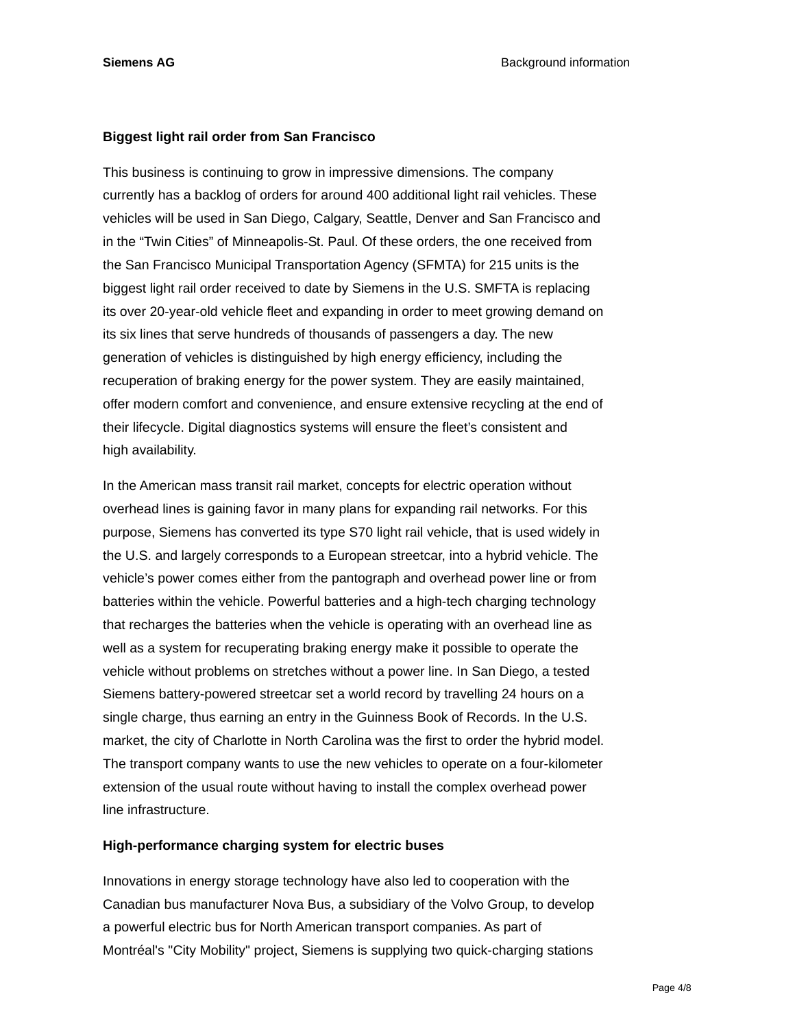**Biggest light rail order from San Francisco**

This business is continuing to grow in impressive dimensions. The company currently has a backlog of orders for around 400 additional light rail vehicles. These vehicles will be used in San Diego, Calgary, Seattle, Denver and San Francisco and in the "Twin Cities" of Minneapolis-St. Paul. Of these orders, the one received from the San Francisco Municipal Transportation Agency (SFMTA) for 215 units is the biggest light rail order received to date by Siemens in the U.S. SMFTA is replacing its over 20-year-old vehicle fleet and expanding in order to meet growing demand on its six lines that serve hundreds of thousands of passengers a day. The new generation of vehicles is distinguished by high energy efficiency, including the recuperation of braking energy for the power system. They are easily maintained, offer modern comfort and convenience, and ensure extensive recycling at the end of their lifecycle. Digital diagnostics systems will ensure the fleet's consistent and high availability.

In the American mass transit rail market, concepts for electric operation without overhead lines is gaining favor in many plans for expanding rail networks. For this purpose, Siemens has converted its type S70 light rail vehicle, that is used widely in the U.S. and largely corresponds to a European streetcar, into a hybrid vehicle. The vehicle's power comes either from the pantograph and overhead power line or from batteries within the vehicle. Powerful batteries and a high-tech charging technology that recharges the batteries when the vehicle is operating with an overhead line as well as a system for recuperating braking energy make it possible to operate the vehicle without problems on stretches without a power line. In San Diego, a tested Siemens battery-powered streetcar set a world record by travelling 24 hours on a single charge, thus earning an entry in the Guinness Book of Records. In the U.S. market, the city of Charlotte in North Carolina was the first to order the hybrid model. The transport company wants to use the new vehicles to operate on a four-kilometer extension of the usual route without having to install the complex overhead power line infrastructure.

**High-performance charging system for electric buses**

Innovations in energy storage technology have also led to cooperation with the Canadian bus manufacturer Nova Bus, a subsidiary of the Volvo Group, to develop a powerful electric bus for North American transport companies. As part of Montréal's "City Mobility" project, Siemens is supplying two quick-charging stations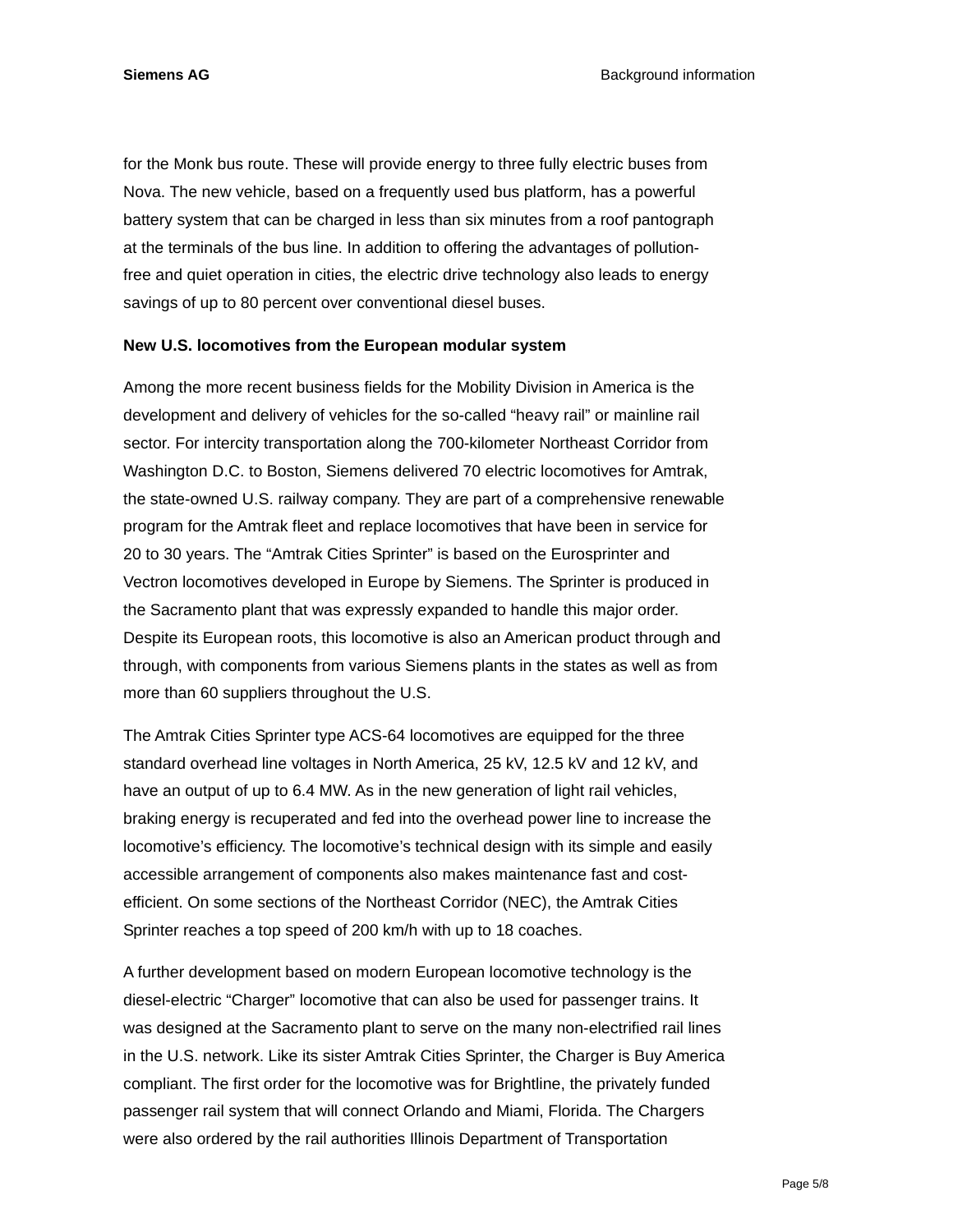for the Monk bus route. These will provide energy to three fully electric buses from Nova. The new vehicle, based on a frequently used bus platform, has a powerful battery system that can be charged in less than six minutes from a roof pantograph at the terminals of the bus line. In addition to offering the advantages of pollution-free and quiet operation in cities, the electric drive technology also leads to energy savings of up to 80 percent over conventional diesel buses.

**New U.S. locomotives from the European modular system**

Among the more recent business fields for the Mobility Division in America is the development and delivery of vehicles for the so-called “heavy rail” or mainline rail sector. For intercity transportation along the 700-kilometer Northeast Corridor from Washington D.C. to Boston, Siemens delivered 70 electric locomotives for Amtrak, the state-owned U.S. railway company. They are part of a comprehensive renewable program for the Amtrak fleet and replace locomotives that have been in service for 20 to 30 years. The “Amtrak Cities Sprinter” is based on the Eurosprinter and Vectron locomotives developed in Europe by Siemens. The Sprinter is produced in the Sacramento plant that was expressly expanded to handle this major order. Despite its European roots, this locomotive is also an American product through and through, with components from various Siemens plants in the states as well as from more than 60 suppliers throughout the U.S.

The Amtrak Cities Sprinter type ACS-64 locomotives are equipped for the three standard overhead line voltages in North America, 25 kV, 12.5 kV and 12 kV, and have an output of up to 6.4 MW. As in the new generation of light rail vehicles, braking energy is recuperated and fed into the overhead power line to increase the locomotive’s efficiency. The locomotive’s technical design with its simple and easily accessible arrangement of components also makes maintenance fast and cost-efficient. On some sections of the Northeast Corridor (NEC), the Amtrak Cities Sprinter reaches a top speed of 200 km/h with up to 18 coaches.

A further development based on modern European locomotive technology is the diesel-electric “Charger” locomotive that can also be used for passenger trains. It was designed at the Sacramento plant to serve on the many non-electrified rail lines in the U.S. network. Like its sister Amtrak Cities Sprinter, the Charger is Buy America compliant. The first order for the locomotive was for Brightline, the privately funded passenger rail system that will connect Orlando and Miami, Florida. The Chargers were also ordered by the rail authorities Illinois Department of Transportation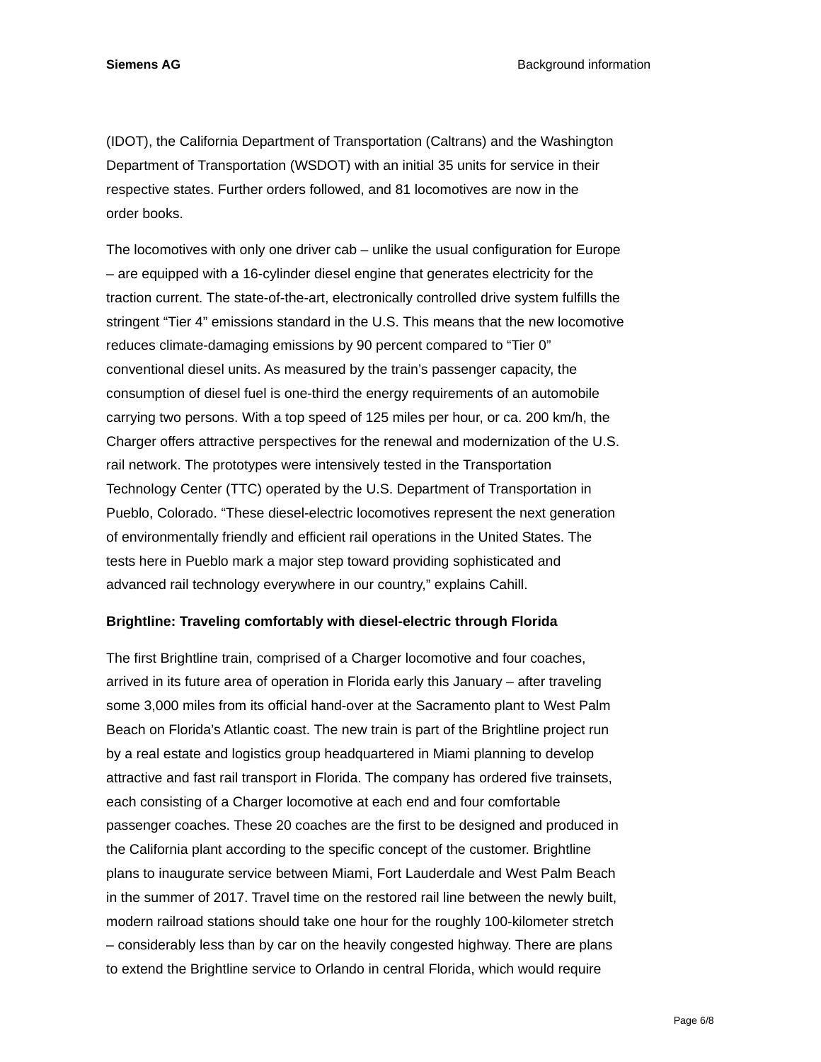(IDOT), the California Department of Transportation (Caltrans) and the Washington Department of Transportation (WSDOT) with an initial 35 units for service in their respective states. Further orders followed, and 81 locomotives are now in the order books.

The locomotives with only one driver cab – unlike the usual configuration for Europe – are equipped with a 16-cylinder diesel engine that generates electricity for the traction current. The state-of-the-art, electronically controlled drive system fulfills the stringent “Tier 4” emissions standard in the U.S. This means that the new locomotive reduces climate-damaging emissions by 90 percent compared to “Tier 0” conventional diesel units. As measured by the train’s passenger capacity, the consumption of diesel fuel is one-third the energy requirements of an automobile carrying two persons. With a top speed of 125 miles per hour, or ca. 200 km/h, the Charger offers attractive perspectives for the renewal and modernization of the U.S. rail network. The prototypes were intensively tested in the Transportation Technology Center (TTC) operated by the U.S. Department of Transportation in Pueblo, Colorado. “These diesel-electric locomotives represent the next generation of environmentally friendly and efficient rail operations in the United States. The tests here in Pueblo mark a major step toward providing sophisticated and advanced rail technology everywhere in our country,” explains Cahill.

**Brightline: Traveling comfortably with diesel-electric through Florida**

The first Brightline train, comprised of a Charger locomotive and four coaches, arrived in its future area of operation in Florida early this January – after traveling some 3,000 miles from its official hand-over at the Sacramento plant to West Palm Beach on Florida’s Atlantic coast. The new train is part of the Brightline project run by a real estate and logistics group headquartered in Miami planning to develop attractive and fast rail transport in Florida. The company has ordered five trainsets, each consisting of a Charger locomotive at each end and four comfortable passenger coaches. These 20 coaches are the first to be designed and produced in the California plant according to the specific concept of the customer. Brightline plans to inaugurate service between Miami, Fort Lauderdale and West Palm Beach in the summer of 2017. Travel time on the restored rail line between the newly built, modern railroad stations should take one hour for the roughly 100-kilometer stretch – considerably less than by car on the heavily congested highway. There are plans to extend the Brightline service to Orlando in central Florida, which would require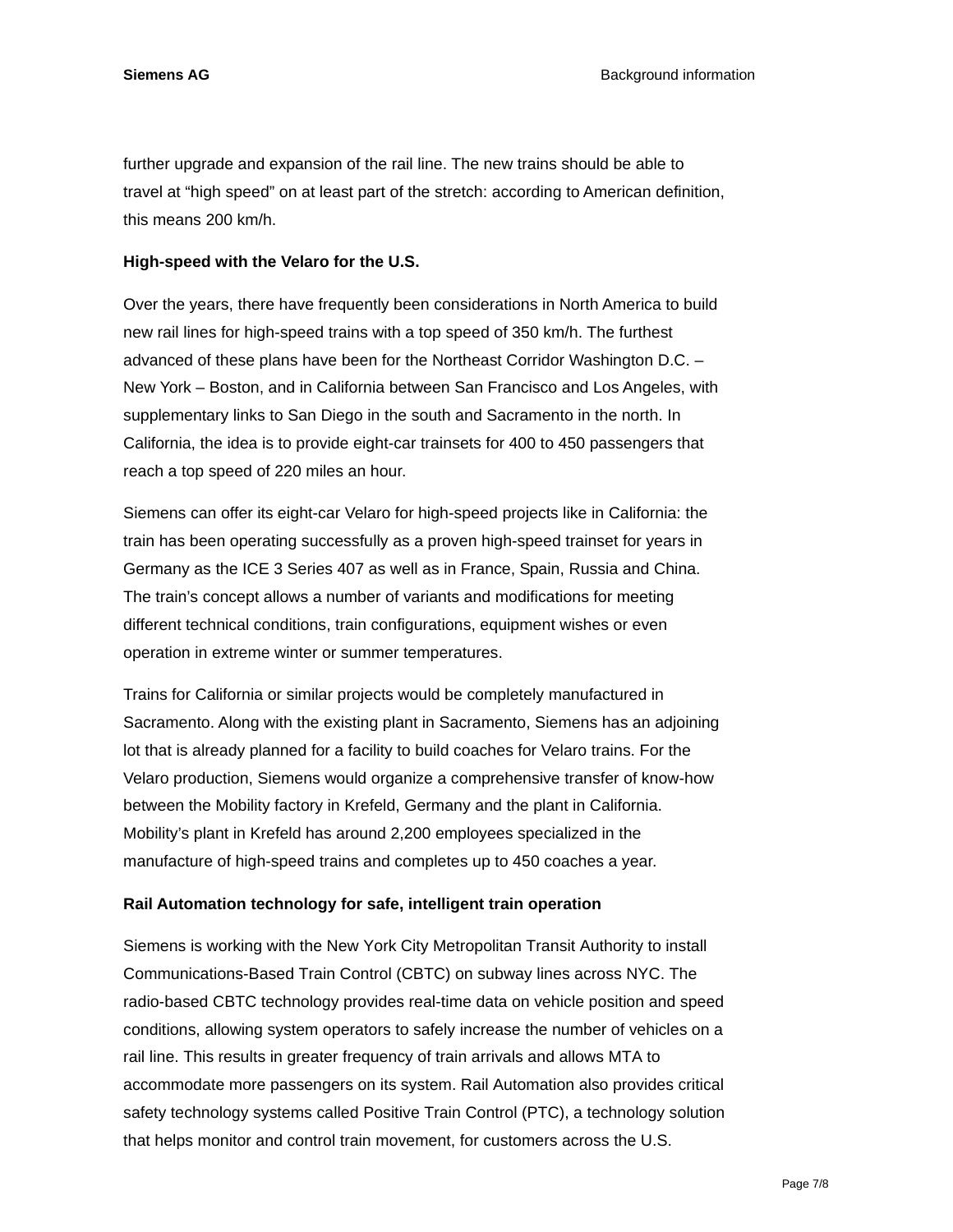further upgrade and expansion of the rail line. The new trains should be able to travel at “high speed” on at least part of the stretch: according to American definition, this means 200 km/h.

**High-speed with the Velaro for the U.S.**

Over the years, there have frequently been considerations in North America to build new rail lines for high-speed trains with a top speed of 350 km/h. The furthest advanced of these plans have been for the Northeast Corridor Washington D.C. – New York – Boston, and in California between San Francisco and Los Angeles, with supplementary links to San Diego in the south and Sacramento in the north. In California, the idea is to provide eight-car trainsets for 400 to 450 passengers that reach a top speed of 220 miles an hour.

Siemens can offer its eight-car Velaro for high-speed projects like in California: the train has been operating successfully as a proven high-speed trainset for years in Germany as the ICE 3 Series 407 as well as in France, Spain, Russia and China. The train’s concept allows a number of variants and modifications for meeting different technical conditions, train configurations, equipment wishes or even operation in extreme winter or summer temperatures.

Trains for California or similar projects would be completely manufactured in Sacramento. Along with the existing plant in Sacramento, Siemens has an adjoining lot that is already planned for a facility to build coaches for Velaro trains. For the Velaro production, Siemens would organize a comprehensive transfer of know-how between the Mobility factory in Krefeld, Germany and the plant in California. Mobility’s plant in Krefeld has around 2,200 employees specialized in the manufacture of high-speed trains and completes up to 450 coaches a year.

**Rail Automation technology for safe, intelligent train operation**

Siemens is working with the New York City Metropolitan Transit Authority to install Communications-Based Train Control (CBTC) on subway lines across NYC. The radio-based CBTC technology provides real-time data on vehicle position and speed conditions, allowing system operators to safely increase the number of vehicles on a rail line. This results in greater frequency of train arrivals and allows MTA to accommodate more passengers on its system. Rail Automation also provides critical safety technology systems called Positive Train Control (PTC), a technology solution that helps monitor and control train movement, for customers across the U.S.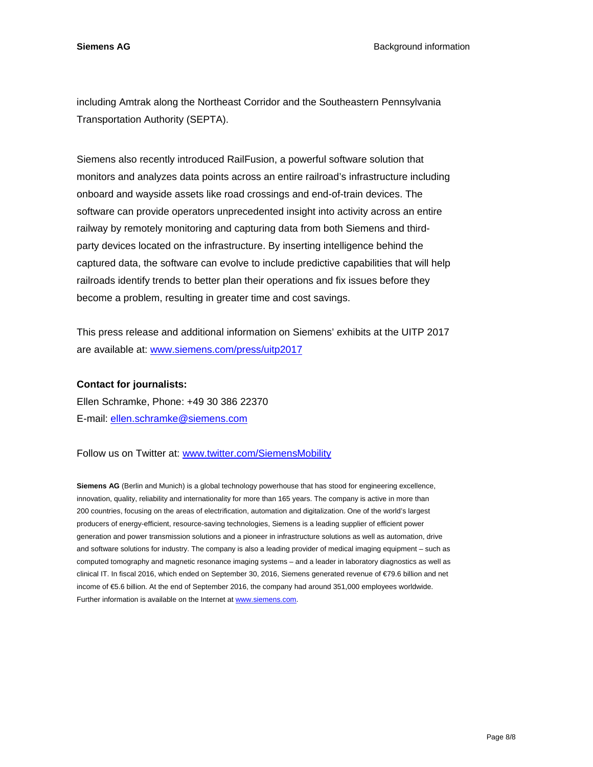including Amtrak along the Northeast Corridor and the Southeastern Pennsylvania Transportation Authority (SEPTA).

Siemens also recently introduced RailFusion, a powerful software solution that monitors and analyzes data points across an entire railroad's infrastructure including onboard and wayside assets like road crossings and end-of-train devices. The software can provide operators unprecedented insight into activity across an entire railway by remotely monitoring and capturing data from both Siemens and third-party devices located on the infrastructure. By inserting intelligence behind the captured data, the software can evolve to include predictive capabilities that will help railroads identify trends to better plan their operations and fix issues before they become a problem, resulting in greater time and cost savings.

This press release and additional information on Siemens' exhibits at the UITP 2017 are available at: www.siemens.com/press/uitp2017

**Contact for journalists:**
Ellen Schramke, Phone: +49 30 386 22370
E-mail: ellen.schramke@siemens.com

Follow us on Twitter at: www.twitter.com/SiemensMobility

**Siemens AG** (Berlin and Munich) is a global technology powerhouse that has stood for engineering excellence, innovation, quality, reliability and internationality for more than 165 years. The company is active in more than 200 countries, focusing on the areas of electrification, automation and digitalization. One of the world's largest producers of energy-efficient, resource-saving technologies, Siemens is a leading supplier of efficient power generation and power transmission solutions and a pioneer in infrastructure solutions as well as automation, drive and software solutions for industry. The company is also a leading provider of medical imaging equipment – such as computed tomography and magnetic resonance imaging systems – and a leader in laboratory diagnostics as well as clinical IT. In fiscal 2016, which ended on September 30, 2016, Siemens generated revenue of €79.6 billion and net income of €5.6 billion. At the end of September 2016, the company had around 351,000 employees worldwide. Further information is available on the Internet at www.siemens.com.